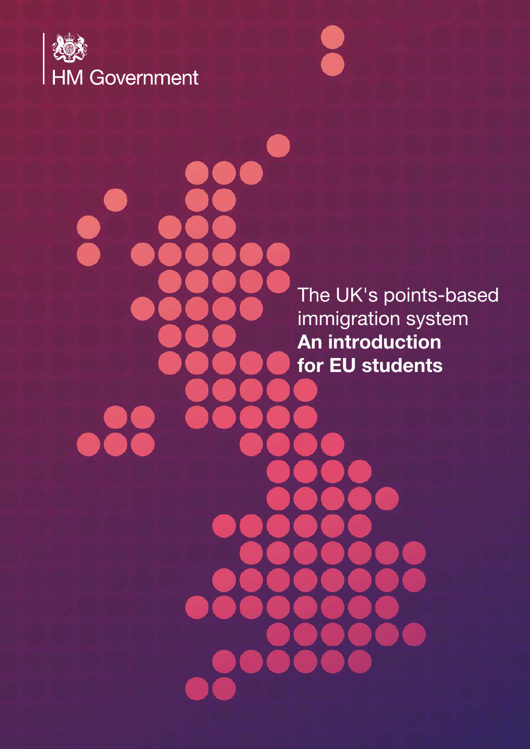HM Government

# The UK's points-based immigration system **An introduction for EU students**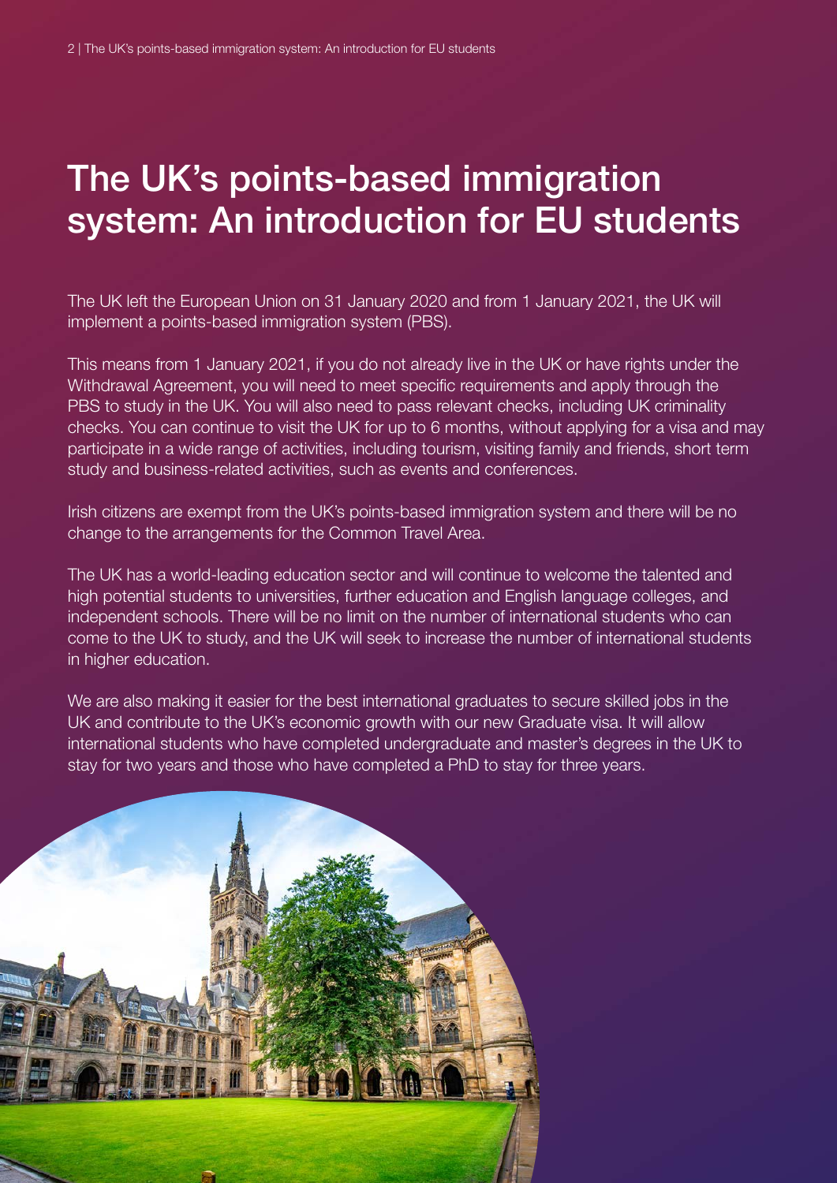# The UK's points-based immigration system: An introduction for EU students

The UK left the European Union on 31 January 2020 and from 1 January 2021, the UK will implement a points-based immigration system (PBS).

This means from 1 January 2021, if you do not already live in the UK or have rights under the Withdrawal Agreement, you will need to meet specific requirements and apply through the PBS to study in the UK. You will also need to pass relevant checks, including UK criminality checks. You can continue to visit the UK for up to 6 months, without applying for a visa and may participate in a wide range of activities, including tourism, visiting family and friends, short term study and business-related activities, such as events and conferences.

Irish citizens are exempt from the UK's points-based immigration system and there will be no change to the arrangements for the Common Travel Area.

The UK has a world-leading education sector and will continue to welcome the talented and high potential students to universities, further education and English language colleges, and independent schools. There will be no limit on the number of international students who can come to the UK to study, and the UK will seek to increase the number of international students in higher education.

We are also making it easier for the best international graduates to secure skilled jobs in the UK and contribute to the UK's economic growth with our new Graduate visa. It will allow international students who have completed undergraduate and master's degrees in the UK to stay for two years and those who have completed a PhD to stay for three years.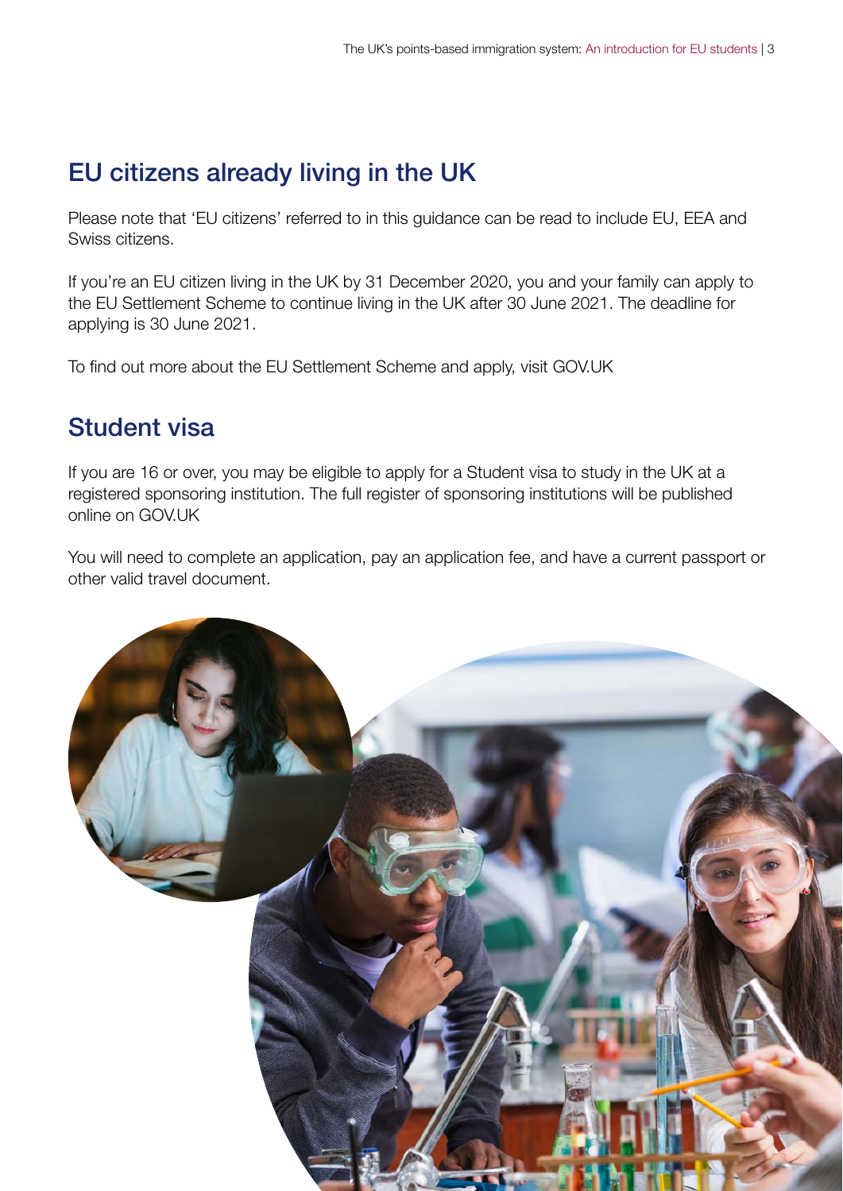## EU citizens already living in the UK

Please note that 'EU citizens' referred to in this guidance can be read to include EU, EEA and Swiss citizens.

If you're an EU citizen living in the UK by 31 December 2020, you and your family can apply to the EU Settlement Scheme to continue living in the UK after 30 June 2021. The deadline for applying is 30 June 2021.

To find out more about the EU Settlement Scheme and apply, visit GOV.UK

## Student visa

If you are 16 or over, you may be eligible to apply for a Student visa to study in the UK at a registered sponsoring institution. The full register of sponsoring institutions will be published online on GOV.UK

You will need to complete an application, pay an application fee, and have a current passport or other valid travel document.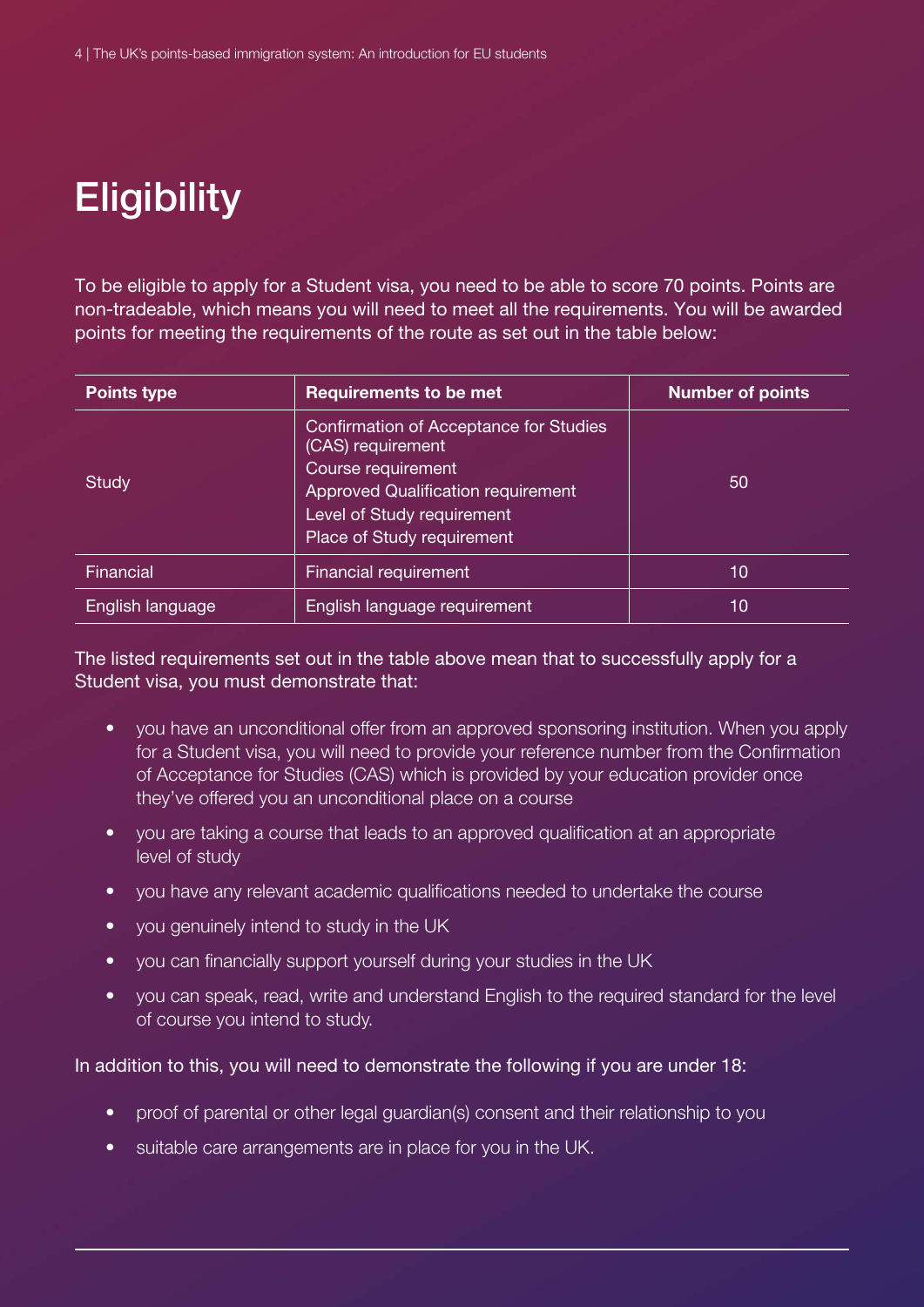# Eligibility

To be eligible to apply for a Student visa, you need to be able to score 70 points. Points are non-tradeable, which means you will need to meet all the requirements. You will be awarded points for meeting the requirements of the route as set out in the table below:

| Points type | Requirements to be met | Number of points |
|---|---|---|
| Study | Confirmation of Acceptance for Studies (CAS) requirement<br>Course requirement<br>Approved Qualification requirement<br>Level of Study requirement<br>Place of Study requirement | 50 |
| Financial | Financial requirement | 10 |
| English language | English language requirement | 10 |

The listed requirements set out in the table above mean that to successfully apply for a Student visa, you must demonstrate that:

- you have an unconditional offer from an approved sponsoring institution. When you apply for a Student visa, you will need to provide your reference number from the Confirmation of Acceptance for Studies (CAS) which is provided by your education provider once they've offered you an unconditional place on a course
- you are taking a course that leads to an approved qualification at an appropriate level of study
- you have any relevant academic qualifications needed to undertake the course
- you genuinely intend to study in the UK
- you can financially support yourself during your studies in the UK
- you can speak, read, write and understand English to the required standard for the level of course you intend to study.

In addition to this, you will need to demonstrate the following if you are under 18:

- proof of parental or other legal guardian(s) consent and their relationship to you
- suitable care arrangements are in place for you in the UK.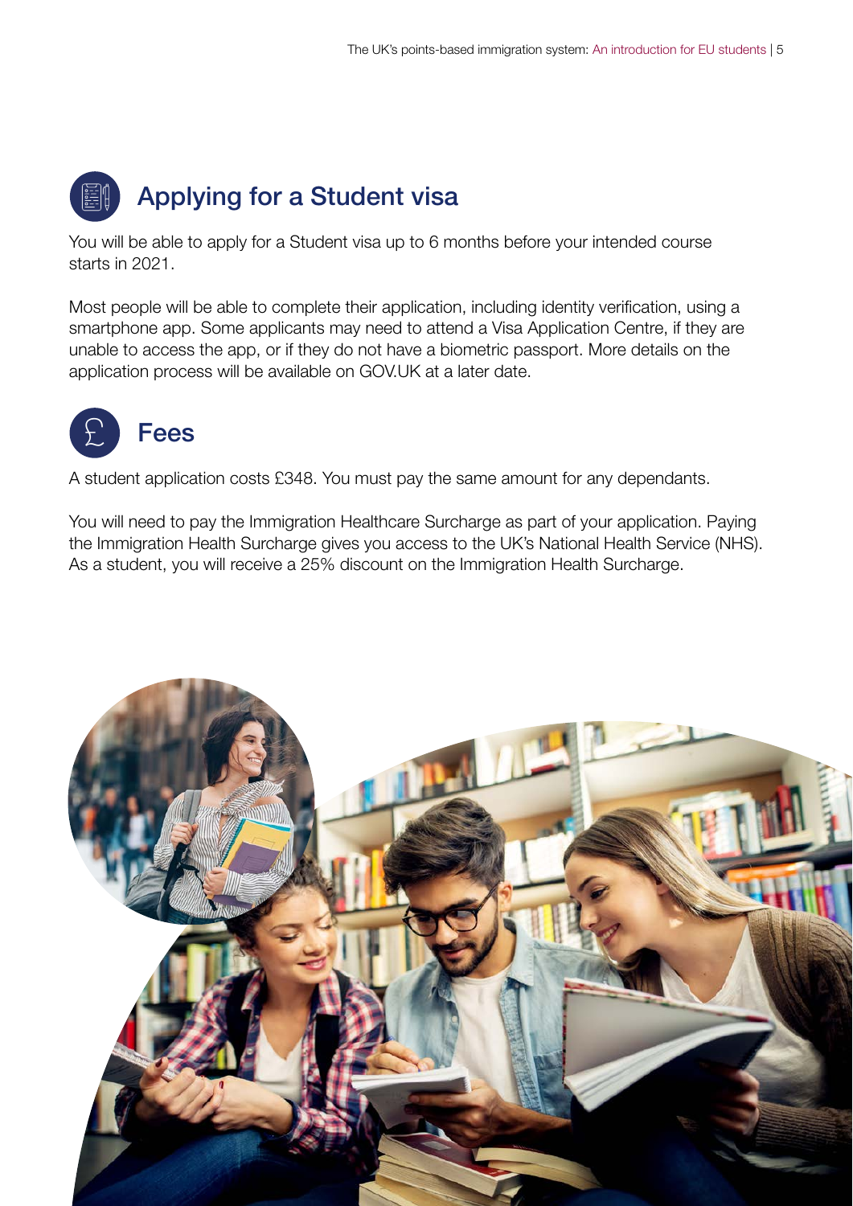## Applying for a Student visa

You will be able to apply for a Student visa up to 6 months before your intended course starts in 2021.

Most people will be able to complete their application, including identity verification, using a smartphone app. Some applicants may need to attend a Visa Application Centre, if they are unable to access the app, or if they do not have a biometric passport. More details on the application process will be available on GOV.UK at a later date.

## Fees

A student application costs £348. You must pay the same amount for any dependants.

You will need to pay the Immigration Healthcare Surcharge as part of your application. Paying the Immigration Health Surcharge gives you access to the UK's National Health Service (NHS). As a student, you will receive a 25% discount on the Immigration Health Surcharge.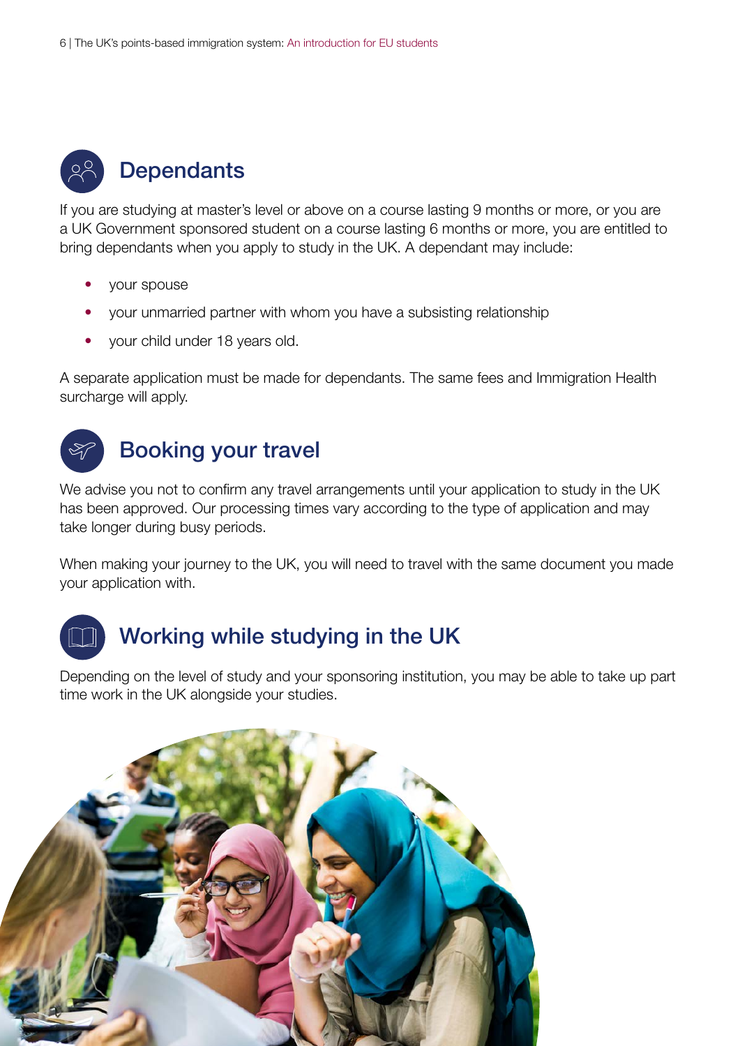## Dependants

If you are studying at master's level or above on a course lasting 9 months or more, or you are a UK Government sponsored student on a course lasting 6 months or more, you are entitled to bring dependants when you apply to study in the UK. A dependant may include:

- your spouse
- your unmarried partner with whom you have a subsisting relationship
- your child under 18 years old.

A separate application must be made for dependants. The same fees and Immigration Health surcharge will apply.

## Booking your travel

We advise you not to confirm any travel arrangements until your application to study in the UK has been approved. Our processing times vary according to the type of application and may take longer during busy periods.

When making your journey to the UK, you will need to travel with the same document you made your application with.

## Working while studying in the UK

Depending on the level of study and your sponsoring institution, you may be able to take up part time work in the UK alongside your studies.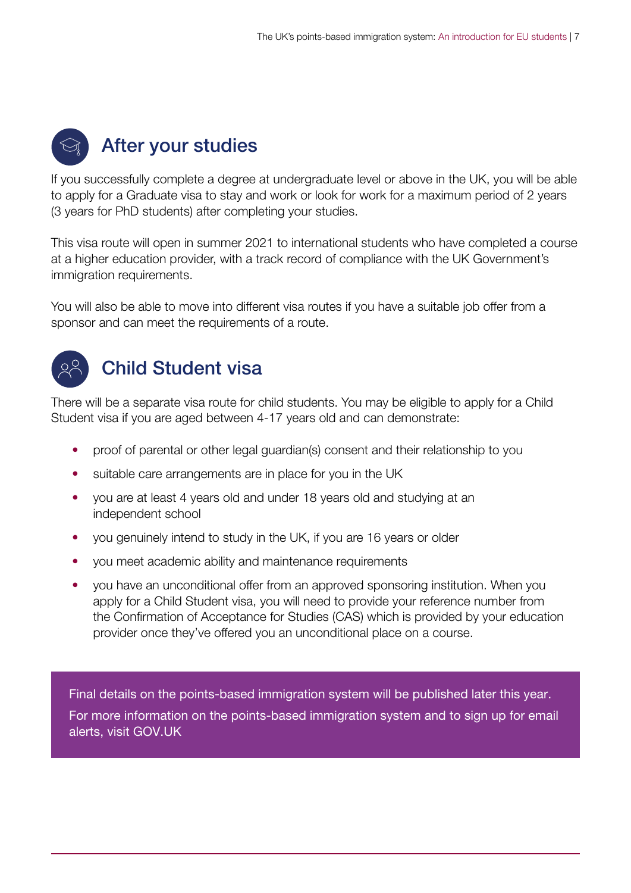## After your studies

If you successfully complete a degree at undergraduate level or above in the UK, you will be able to apply for a Graduate visa to stay and work or look for work for a maximum period of 2 years (3 years for PhD students) after completing your studies.

This visa route will open in summer 2021 to international students who have completed a course at a higher education provider, with a track record of compliance with the UK Government's immigration requirements.

You will also be able to move into different visa routes if you have a suitable job offer from a sponsor and can meet the requirements of a route.

## Child Student visa

There will be a separate visa route for child students. You may be eligible to apply for a Child Student visa if you are aged between 4-17 years old and can demonstrate:

- proof of parental or other legal guardian(s) consent and their relationship to you
- suitable care arrangements are in place for you in the UK
- you are at least 4 years old and under 18 years old and studying at an independent school
- you genuinely intend to study in the UK, if you are 16 years or older
- you meet academic ability and maintenance requirements
- you have an unconditional offer from an approved sponsoring institution. When you apply for a Child Student visa, you will need to provide your reference number from the Confirmation of Acceptance for Studies (CAS) which is provided by your education provider once they've offered you an unconditional place on a course.

Final details on the points-based immigration system will be published later this year.

For more information on the points-based immigration system and to sign up for email alerts, visit GOV.UK